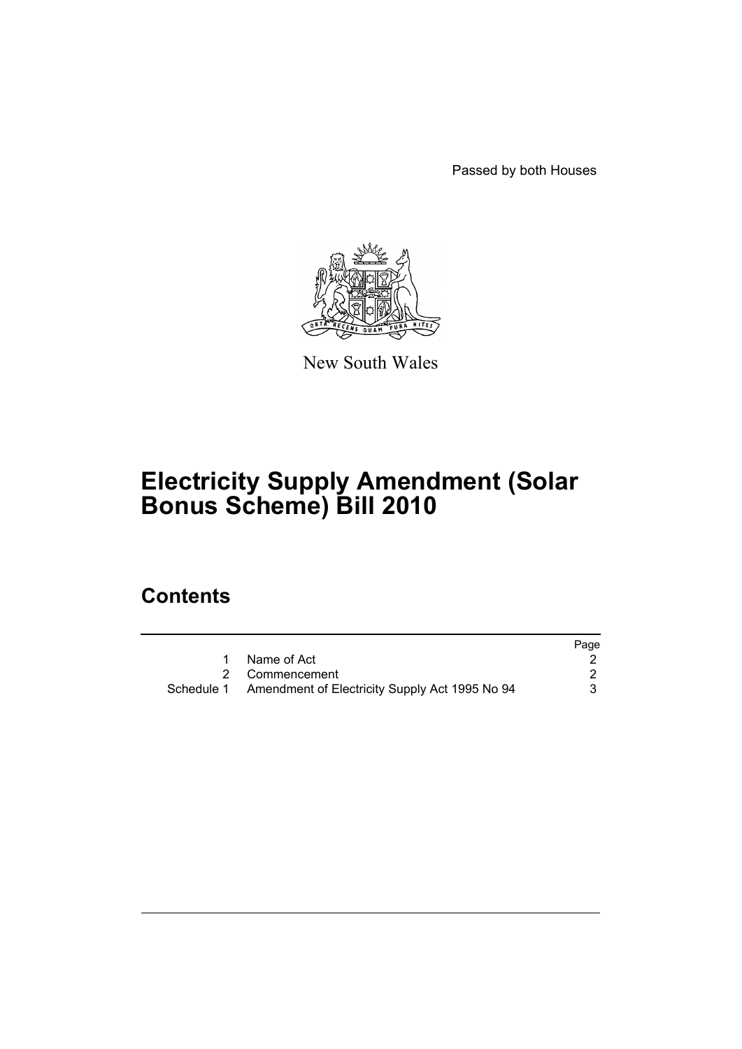Passed by both Houses

New South Wales

# Electricity Supply Amendment (Solar Bonus Scheme) Bill 2010

## Contents

| | | Page |
|---|---|---|
| 1 | Name of Act | 2 |
| 2 | Commencement | 2 |
| Schedule 1 | Amendment of Electricity Supply Act 1995 No 94 | 3 |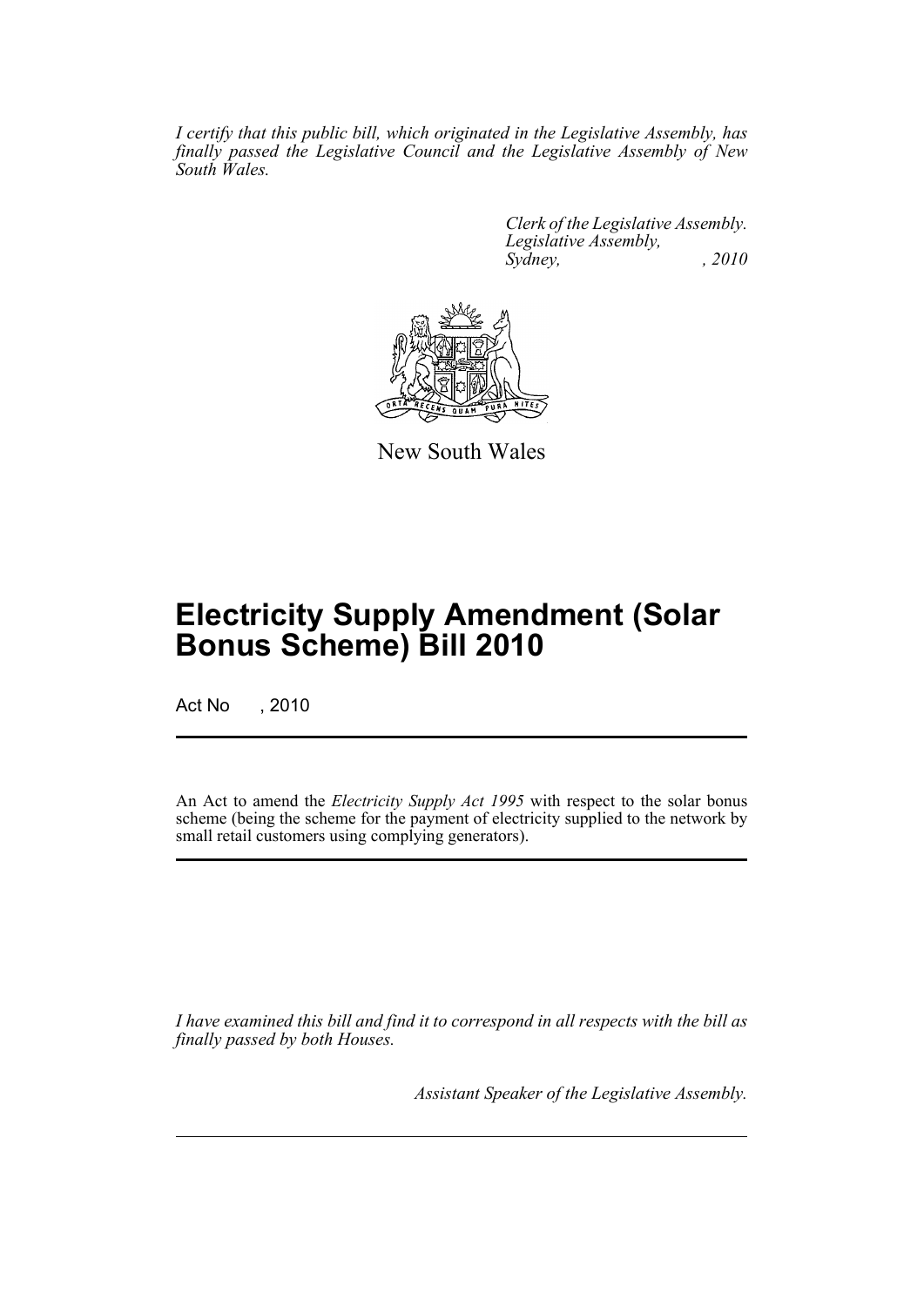*I certify that this public bill, which originated in the Legislative Assembly, has finally passed the Legislative Council and the Legislative Assembly of New South Wales.*

*Clerk of the Legislative Assembly.*
*Legislative Assembly,*
*Sydney, , 2010*

New South Wales

# Electricity Supply Amendment (Solar Bonus Scheme) Bill 2010

Act No , 2010

An Act to amend the *Electricity Supply Act 1995* with respect to the solar bonus scheme (being the scheme for the payment of electricity supplied to the network by small retail customers using complying generators).

*I have examined this bill and find it to correspond in all respects with the bill as finally passed by both Houses.*

*Assistant Speaker of the Legislative Assembly.*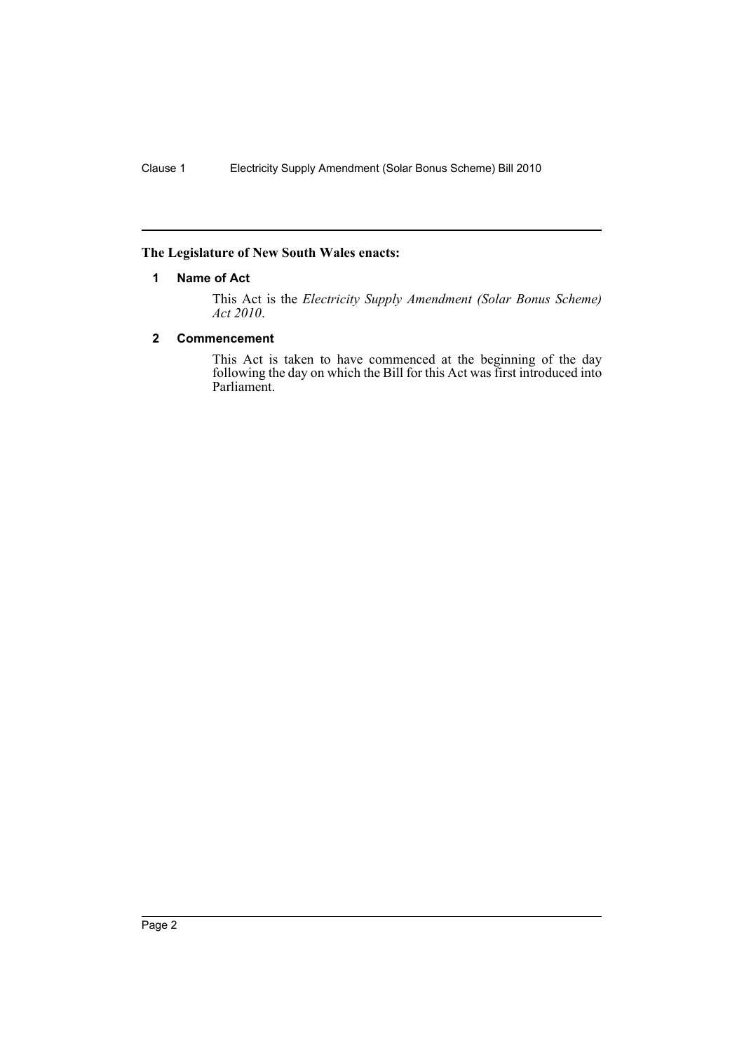**The Legislature of New South Wales enacts:**

## 1 Name of Act

This Act is the *Electricity Supply Amendment (Solar Bonus Scheme) Act 2010*.

## 2 Commencement

This Act is taken to have commenced at the beginning of the day following the day on which the Bill for this Act was first introduced into Parliament.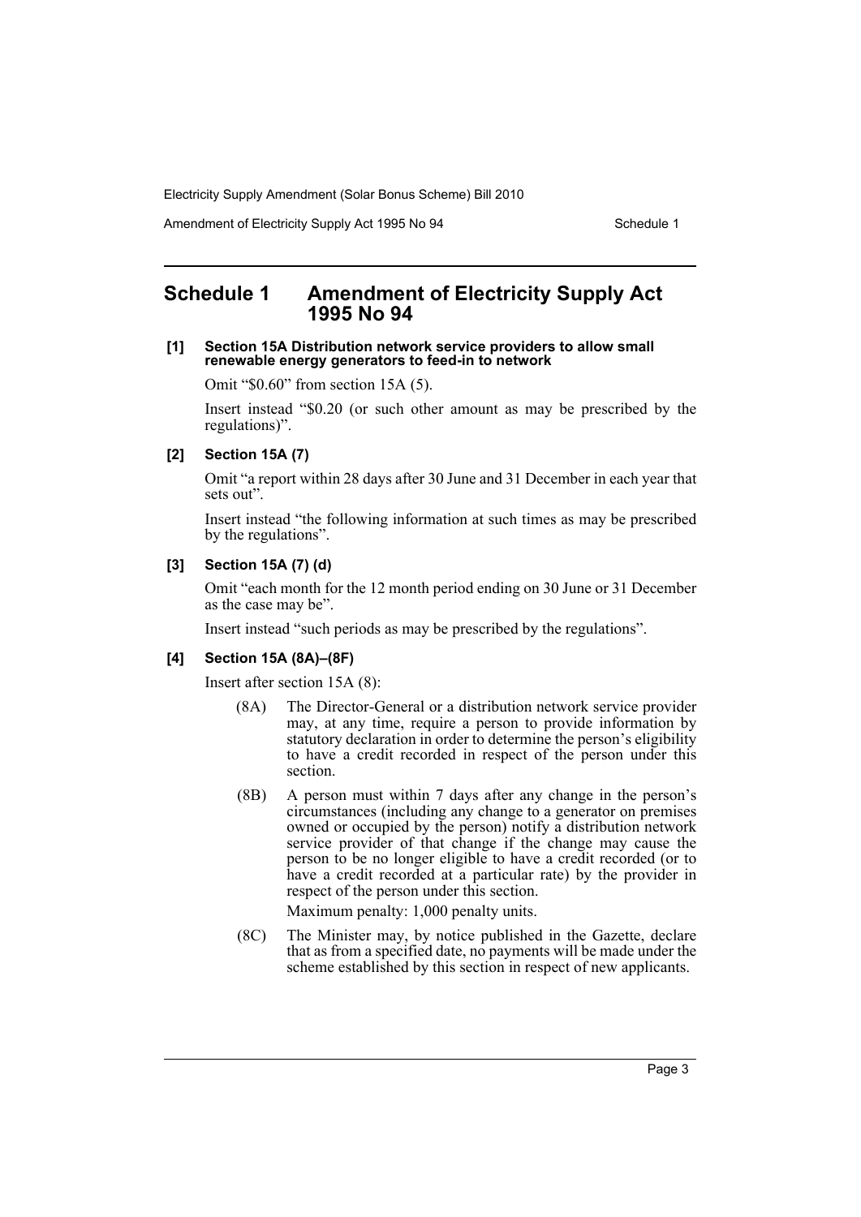# Schedule 1 Amendment of Electricity Supply Act 1995 No 94

**[1] Section 15A Distribution network service providers to allow small renewable energy generators to feed-in to network**

Omit "$0.60" from section 15A (5).

Insert instead "$0.20 (or such other amount as may be prescribed by the regulations)".

**[2] Section 15A (7)**

Omit "a report within 28 days after 30 June and 31 December in each year that sets out".

Insert instead "the following information at such times as may be prescribed by the regulations".

**[3] Section 15A (7) (d)**

Omit "each month for the 12 month period ending on 30 June or 31 December as the case may be".

Insert instead "such periods as may be prescribed by the regulations".

**[4] Section 15A (8A)–(8F)**

Insert after section 15A (8):

(8A) The Director-General or a distribution network service provider may, at any time, require a person to provide information by statutory declaration in order to determine the person's eligibility to have a credit recorded in respect of the person under this section.

(8B) A person must within 7 days after any change in the person's circumstances (including any change to a generator on premises owned or occupied by the person) notify a distribution network service provider of that change if the change may cause the person to be no longer eligible to have a credit recorded (or to have a credit recorded at a particular rate) by the provider in respect of the person under this section.

Maximum penalty: 1,000 penalty units.

(8C) The Minister may, by notice published in the Gazette, declare that as from a specified date, no payments will be made under the scheme established by this section in respect of new applicants.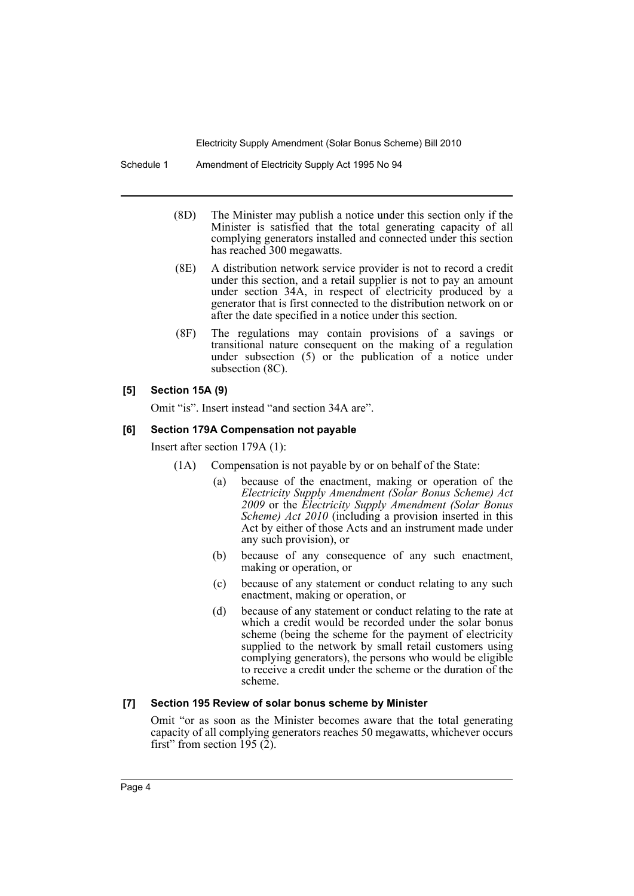(8D) The Minister may publish a notice under this section only if the Minister is satisfied that the total generating capacity of all complying generators installed and connected under this section has reached 300 megawatts.

(8E) A distribution network service provider is not to record a credit under this section, and a retail supplier is not to pay an amount under section 34A, in respect of electricity produced by a generator that is first connected to the distribution network on or after the date specified in a notice under this section.

(8F) The regulations may contain provisions of a savings or transitional nature consequent on the making of a regulation under subsection (5) or the publication of a notice under subsection (8C).

### [5] Section 15A (9)

Omit "is". Insert instead "and section 34A are".

### [6] Section 179A Compensation not payable

Insert after section 179A (1):

(1A) Compensation is not payable by or on behalf of the State:

- (a) because of the enactment, making or operation of the *Electricity Supply Amendment (Solar Bonus Scheme) Act 2009* or the *Electricity Supply Amendment (Solar Bonus Scheme) Act 2010* (including a provision inserted in this Act by either of those Acts and an instrument made under any such provision), or
- (b) because of any consequence of any such enactment, making or operation, or
- (c) because of any statement or conduct relating to any such enactment, making or operation, or
- (d) because of any statement or conduct relating to the rate at which a credit would be recorded under the solar bonus scheme (being the scheme for the payment of electricity supplied to the network by small retail customers using complying generators), the persons who would be eligible to receive a credit under the scheme or the duration of the scheme.

### [7] Section 195 Review of solar bonus scheme by Minister

Omit "or as soon as the Minister becomes aware that the total generating capacity of all complying generators reaches 50 megawatts, whichever occurs first" from section 195 (2).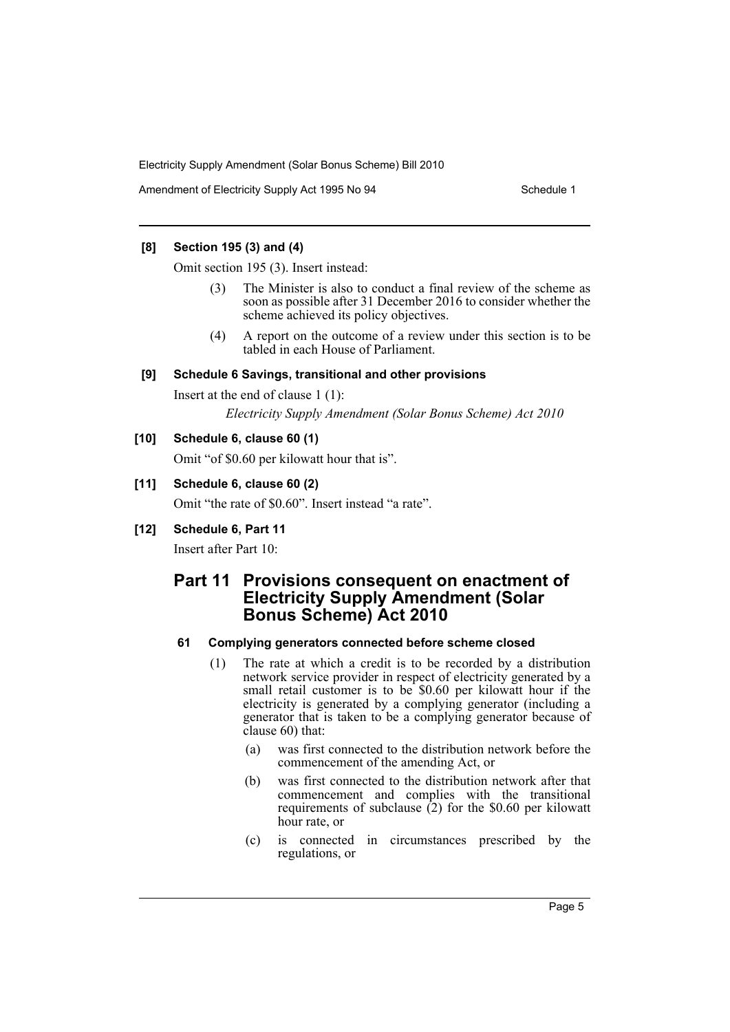**[8] Section 195 (3) and (4)**

Omit section 195 (3). Insert instead:

> (3) The Minister is also to conduct a final review of the scheme as soon as possible after 31 December 2016 to consider whether the scheme achieved its policy objectives.
>
> (4) A report on the outcome of a review under this section is to be tabled in each House of Parliament.

**[9] Schedule 6 Savings, transitional and other provisions**

Insert at the end of clause 1 (1):

> *Electricity Supply Amendment (Solar Bonus Scheme) Act 2010*

**[10] Schedule 6, clause 60 (1)**

Omit "of \$0.60 per kilowatt hour that is".

**[11] Schedule 6, clause 60 (2)**

Omit "the rate of \$0.60". Insert instead "a rate".

**[12] Schedule 6, Part 11**

Insert after Part 10:

## Part 11 Provisions consequent on enactment of Electricity Supply Amendment (Solar Bonus Scheme) Act 2010

### 61 Complying generators connected before scheme closed

(1) The rate at which a credit is to be recorded by a distribution network service provider in respect of electricity generated by a small retail customer is to be \$0.60 per kilowatt hour if the electricity is generated by a complying generator (including a generator that is taken to be a complying generator because of clause 60) that:

- (a) was first connected to the distribution network before the commencement of the amending Act, or
- (b) was first connected to the distribution network after that commencement and complies with the transitional requirements of subclause (2) for the \$0.60 per kilowatt hour rate, or
- (c) is connected in circumstances prescribed by the regulations, or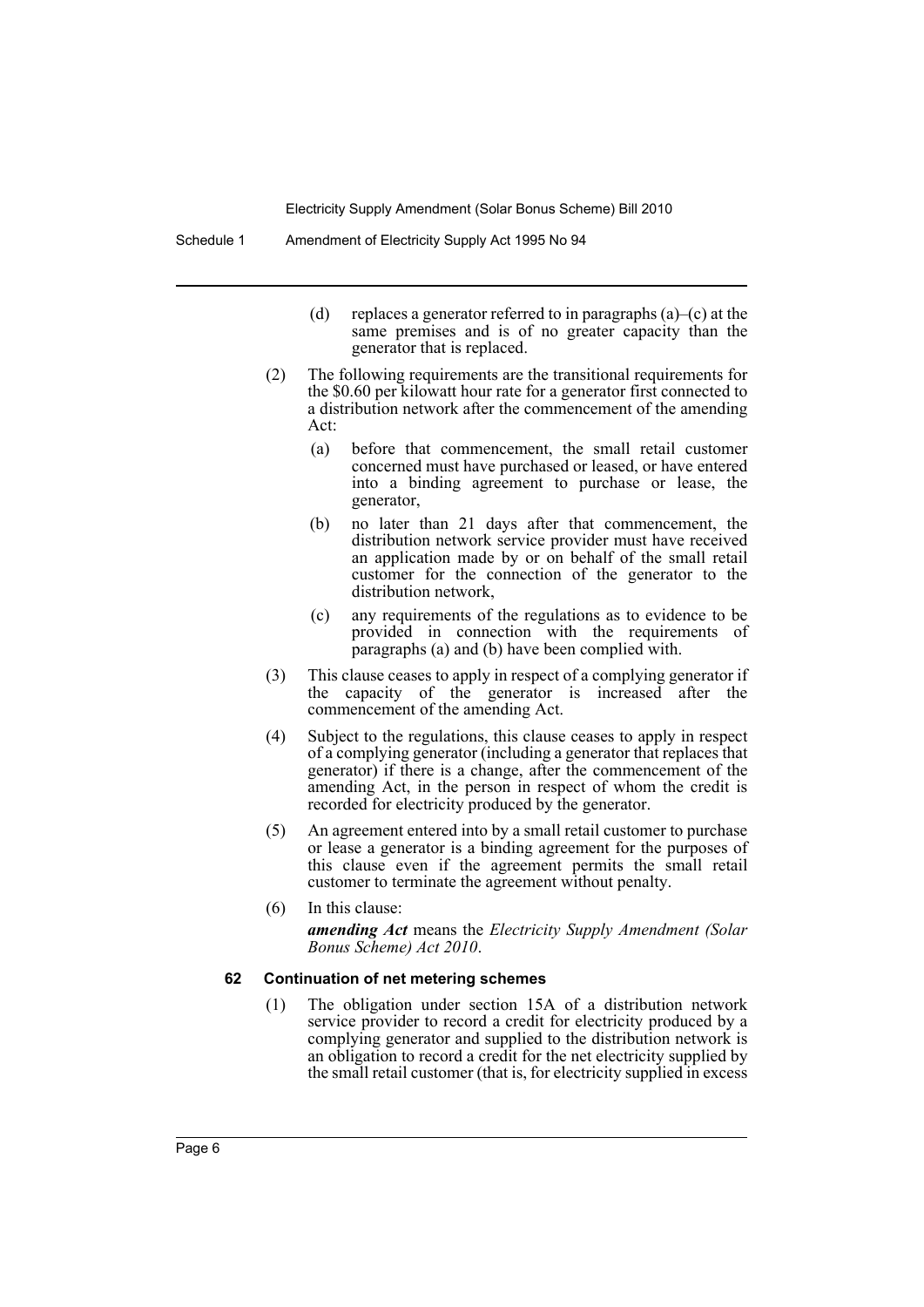(d) replaces a generator referred to in paragraphs (a)–(c) at the same premises and is of no greater capacity than the generator that is replaced.

(2) The following requirements are the transitional requirements for the $0.60 per kilowatt hour rate for a generator first connected to a distribution network after the commencement of the amending Act:

(a) before that commencement, the small retail customer concerned must have purchased or leased, or have entered into a binding agreement to purchase or lease, the generator,

(b) no later than 21 days after that commencement, the distribution network service provider must have received an application made by or on behalf of the small retail customer for the connection of the generator to the distribution network,

(c) any requirements of the regulations as to evidence to be provided in connection with the requirements of paragraphs (a) and (b) have been complied with.

(3) This clause ceases to apply in respect of a complying generator if the capacity of the generator is increased after the commencement of the amending Act.

(4) Subject to the regulations, this clause ceases to apply in respect of a complying generator (including a generator that replaces that generator) if there is a change, after the commencement of the amending Act, in the person in respect of whom the credit is recorded for electricity produced by the generator.

(5) An agreement entered into by a small retail customer to purchase or lease a generator is a binding agreement for the purposes of this clause even if the agreement permits the small retail customer to terminate the agreement without penalty.

(6) In this clause:

***amending Act*** means the *Electricity Supply Amendment (Solar Bonus Scheme) Act 2010*.

#### 62 Continuation of net metering schemes

(1) The obligation under section 15A of a distribution network service provider to record a credit for electricity produced by a complying generator and supplied to the distribution network is an obligation to record a credit for the net electricity supplied by the small retail customer (that is, for electricity supplied in excess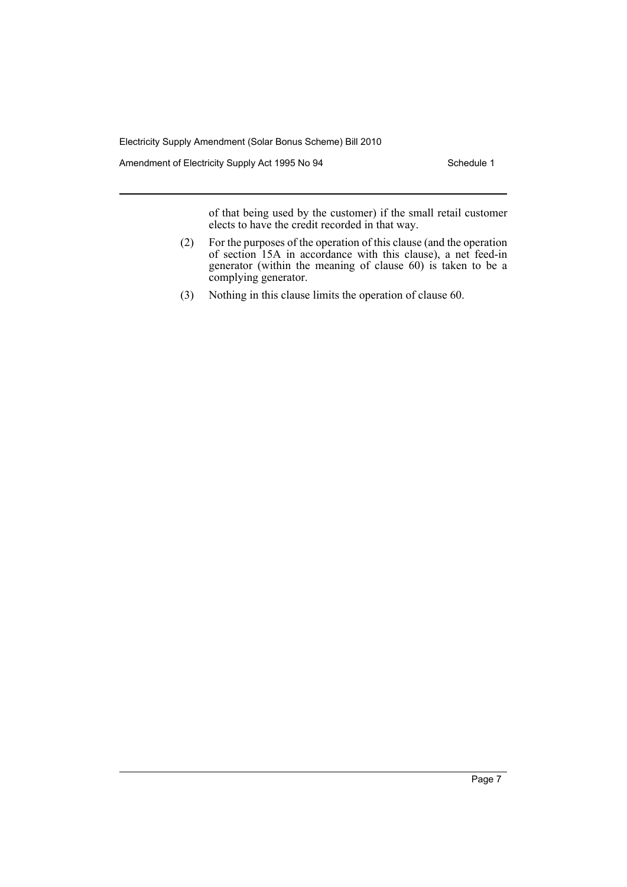of that being used by the customer) if the small retail customer elects to have the credit recorded in that way.

(2) For the purposes of the operation of this clause (and the operation of section 15A in accordance with this clause), a net feed-in generator (within the meaning of clause 60) is taken to be a complying generator.

(3) Nothing in this clause limits the operation of clause 60.